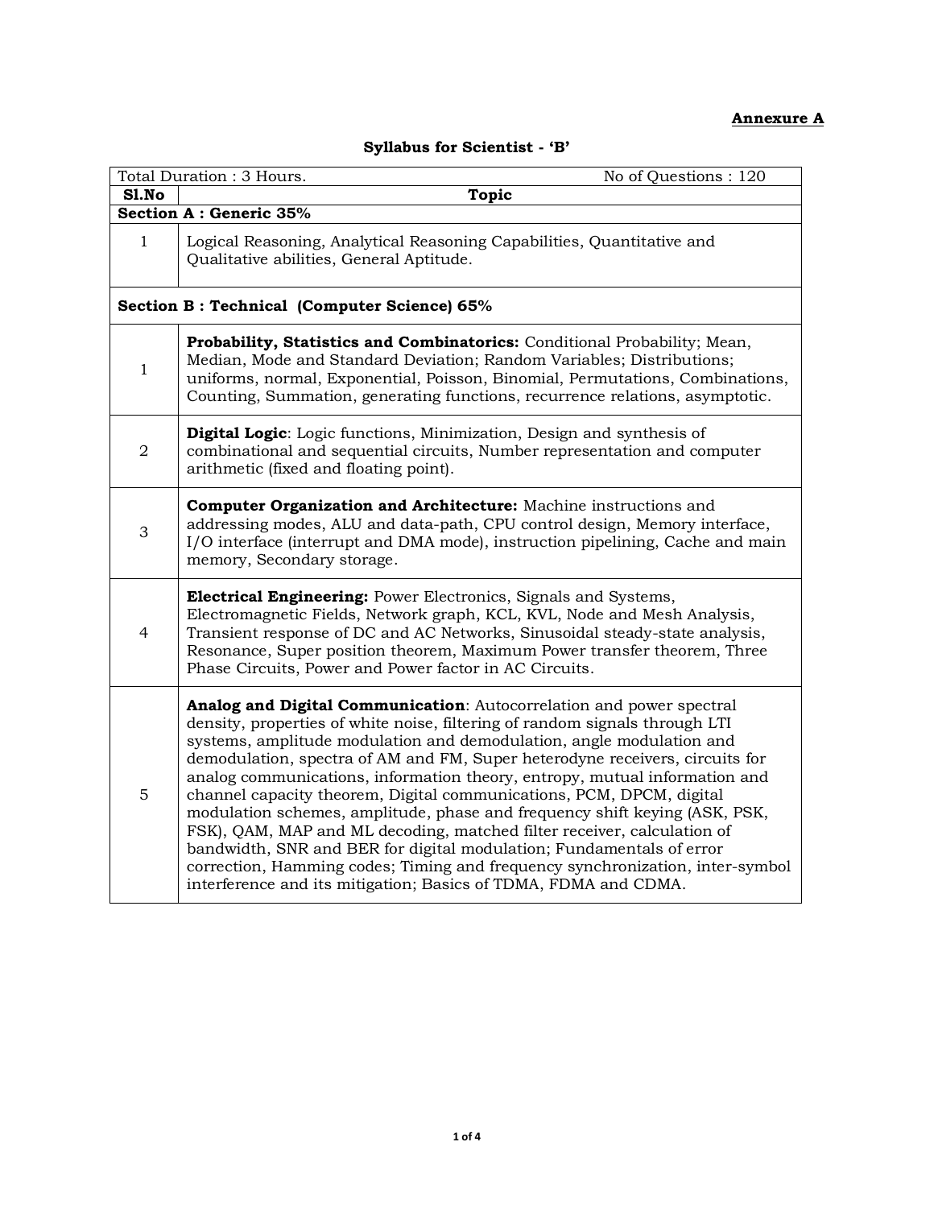**Annexure A**

## Syllabus for Scientist - 'B'

| Total Duration : 3 Hours. | No of Questions : 120 |
|---|---|
| **Sl.No** | **Topic** |
| **Section A : Generic 35%** | |
| 1 | Logical Reasoning, Analytical Reasoning Capabilities, Quantitative and Qualitative abilities, General Aptitude. |
| **Section B : Technical (Computer Science) 65%** | |
| 1 | **Probability, Statistics and Combinatorics:** Conditional Probability; Mean, Median, Mode and Standard Deviation; Random Variables; Distributions; uniforms, normal, Exponential, Poisson, Binomial, Permutations, Combinations, Counting, Summation, generating functions, recurrence relations, asymptotic. |
| 2 | **Digital Logic**: Logic functions, Minimization, Design and synthesis of combinational and sequential circuits, Number representation and computer arithmetic (fixed and floating point). |
| 3 | **Computer Organization and Architecture:** Machine instructions and addressing modes, ALU and data-path, CPU control design, Memory interface, I/O interface (interrupt and DMA mode), instruction pipelining, Cache and main memory, Secondary storage. |
| 4 | **Electrical Engineering:** Power Electronics, Signals and Systems, Electromagnetic Fields, Network graph, KCL, KVL, Node and Mesh Analysis, Transient response of DC and AC Networks, Sinusoidal steady-state analysis, Resonance, Super position theorem, Maximum Power transfer theorem, Three Phase Circuits, Power and Power factor in AC Circuits. |
| 5 | **Analog and Digital Communication**: Autocorrelation and power spectral density, properties of white noise, filtering of random signals through LTI systems, amplitude modulation and demodulation, angle modulation and demodulation, spectra of AM and FM, Super heterodyne receivers, circuits for analog communications, information theory, entropy, mutual information and channel capacity theorem, Digital communications, PCM, DPCM, digital modulation schemes, amplitude, phase and frequency shift keying (ASK, PSK, FSK), QAM, MAP and ML decoding, matched filter receiver, calculation of bandwidth, SNR and BER for digital modulation; Fundamentals of error correction, Hamming codes; Timing and frequency synchronization, inter-symbol interference and its mitigation; Basics of TDMA, FDMA and CDMA. |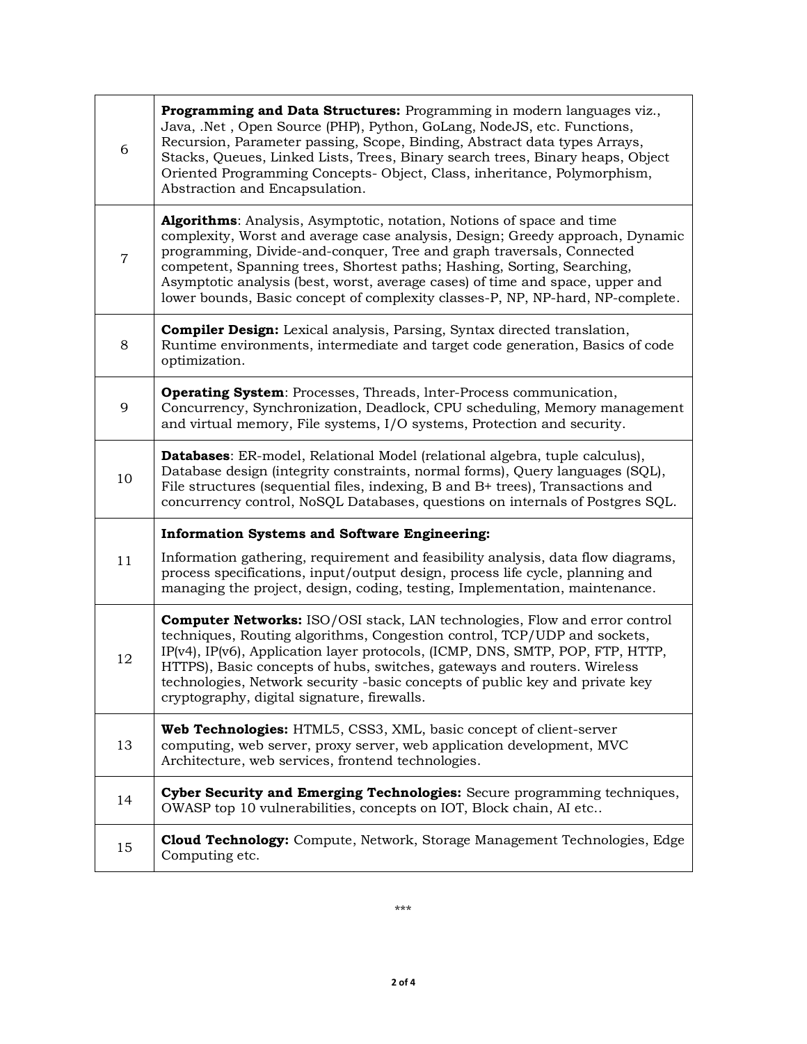| | |
|---|---|
| 6 | **Programming and Data Structures:** Programming in modern languages viz., Java, .Net , Open Source (PHP), Python, GoLang, NodeJS, etc. Functions, Recursion, Parameter passing, Scope, Binding, Abstract data types Arrays, Stacks, Queues, Linked Lists, Trees, Binary search trees, Binary heaps, Object Oriented Programming Concepts- Object, Class, inheritance, Polymorphism, Abstraction and Encapsulation. |
| 7 | **Algorithms**: Analysis, Asymptotic, notation, Notions of space and time complexity, Worst and average case analysis, Design; Greedy approach, Dynamic programming, Divide-and-conquer, Tree and graph traversals, Connected competent, Spanning trees, Shortest paths; Hashing, Sorting, Searching, Asymptotic analysis (best, worst, average cases) of time and space, upper and lower bounds, Basic concept of complexity classes-P, NP, NP-hard, NP-complete. |
| 8 | **Compiler Design:** Lexical analysis, Parsing, Syntax directed translation, Runtime environments, intermediate and target code generation, Basics of code optimization. |
| 9 | **Operating System**: Processes, Threads, lnter-Process communication, Concurrency, Synchronization, Deadlock, CPU scheduling, Memory management and virtual memory, File systems, I/O systems, Protection and security. |
| 10 | **Databases**: ER-model, Relational Model (relational algebra, tuple calculus), Database design (integrity constraints, normal forms), Query languages (SQL), File structures (sequential files, indexing, B and B+ trees), Transactions and concurrency control, NoSQL Databases, questions on internals of Postgres SQL. |
| 11 | **Information Systems and Software Engineering:** Information gathering, requirement and feasibility analysis, data flow diagrams, process specifications, input/output design, process life cycle, planning and managing the project, design, coding, testing, Implementation, maintenance. |
| 12 | **Computer Networks:** ISO/OSI stack, LAN technologies, Flow and error control techniques, Routing algorithms, Congestion control, TCP/UDP and sockets, IP(v4), IP(v6), Application layer protocols, (ICMP, DNS, SMTP, POP, FTP, HTTP, HTTPS), Basic concepts of hubs, switches, gateways and routers. Wireless technologies, Network security -basic concepts of public key and private key cryptography, digital signature, firewalls. |
| 13 | **Web Technologies:** HTML5, CSS3, XML, basic concept of client-server computing, web server, proxy server, web application development, MVC Architecture, web services, frontend technologies. |
| 14 | **Cyber Security and Emerging Technologies:** Secure programming techniques, OWASP top 10 vulnerabilities, concepts on IOT, Block chain, AI etc.. |
| 15 | **Cloud Technology:** Compute, Network, Storage Management Technologies, Edge Computing etc. |

***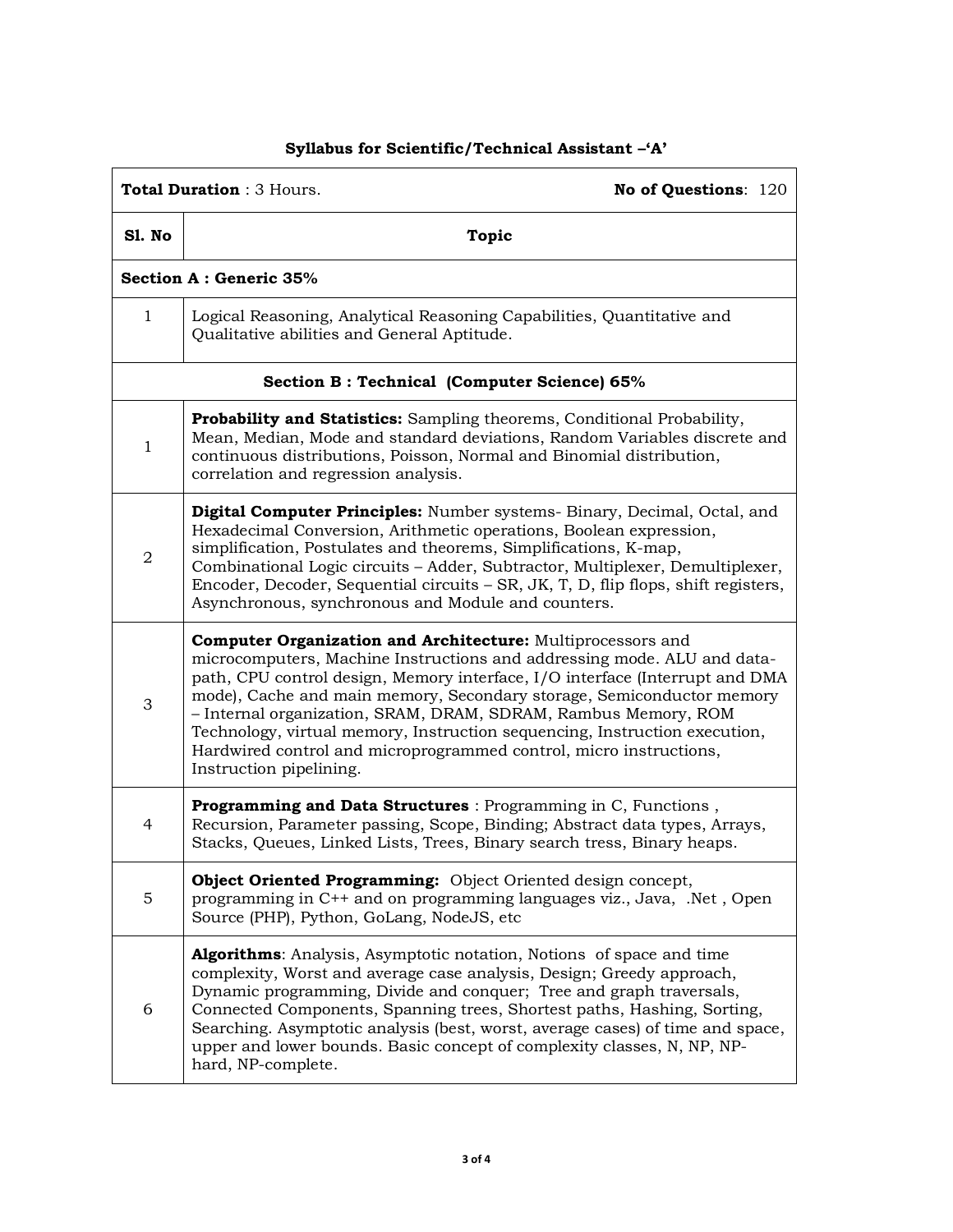## Syllabus for Scientific/Technical Assistant –'A'

| **Total Duration** : 3 Hours. | **No of Questions**: 120 |
|---|---|
| **Sl. No** | **Topic** |
| **Section A : Generic 35%** | |
| 1 | Logical Reasoning, Analytical Reasoning Capabilities, Quantitative and Qualitative abilities and General Aptitude. |
| **Section B : Technical (Computer Science) 65%** | |
| 1 | **Probability and Statistics:** Sampling theorems, Conditional Probability, Mean, Median, Mode and standard deviations, Random Variables discrete and continuous distributions, Poisson, Normal and Binomial distribution, correlation and regression analysis. |
| 2 | **Digital Computer Principles:** Number systems- Binary, Decimal, Octal, and Hexadecimal Conversion, Arithmetic operations, Boolean expression, simplification, Postulates and theorems, Simplifications, K-map, Combinational Logic circuits – Adder, Subtractor, Multiplexer, Demultiplexer, Encoder, Decoder, Sequential circuits – SR, JK, T, D, flip flops, shift registers, Asynchronous, synchronous and Module and counters. |
| 3 | **Computer Organization and Architecture:** Multiprocessors and microcomputers, Machine Instructions and addressing mode. ALU and data-path, CPU control design, Memory interface, I/O interface (Interrupt and DMA mode), Cache and main memory, Secondary storage, Semiconductor memory – Internal organization, SRAM, DRAM, SDRAM, Rambus Memory, ROM Technology, virtual memory, Instruction sequencing, Instruction execution, Hardwired control and microprogrammed control, micro instructions, Instruction pipelining. |
| 4 | **Programming and Data Structures** : Programming in C, Functions , Recursion, Parameter passing, Scope, Binding; Abstract data types, Arrays, Stacks, Queues, Linked Lists, Trees, Binary search tress, Binary heaps. |
| 5 | **Object Oriented Programming:** Object Oriented design concept, programming in C++ and on programming languages viz., Java, .Net , Open Source (PHP), Python, GoLang, NodeJS, etc |
| 6 | **Algorithms**: Analysis, Asymptotic notation, Notions of space and time complexity, Worst and average case analysis, Design; Greedy approach, Dynamic programming, Divide and conquer; Tree and graph traversals, Connected Components, Spanning trees, Shortest paths, Hashing, Sorting, Searching. Asymptotic analysis (best, worst, average cases) of time and space, upper and lower bounds. Basic concept of complexity classes, N, NP, NP-hard, NP-complete. |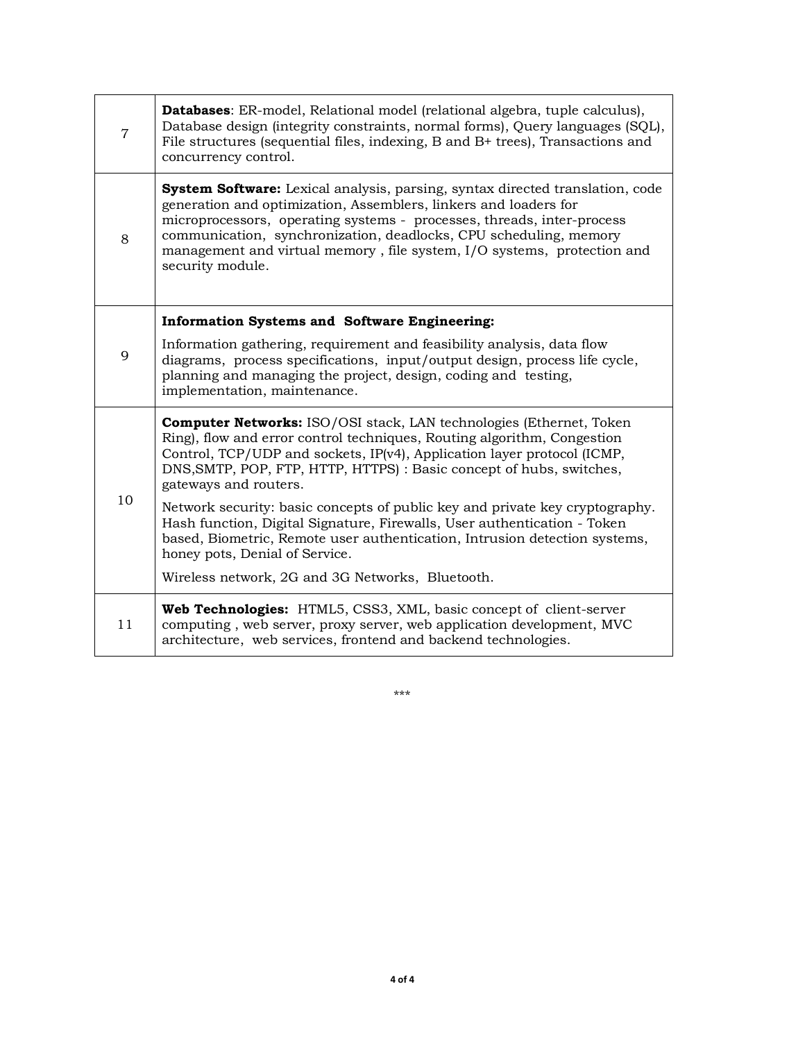| | |
|---|---|
| 7 | **Databases**: ER-model, Relational model (relational algebra, tuple calculus), Database design (integrity constraints, normal forms), Query languages (SQL), File structures (sequential files, indexing, B and B+ trees), Transactions and concurrency control. |
| 8 | **System Software:** Lexical analysis, parsing, syntax directed translation, code generation and optimization, Assemblers, linkers and loaders for microprocessors, operating systems - processes, threads, inter-process communication, synchronization, deadlocks, CPU scheduling, memory management and virtual memory , file system, I/O systems, protection and security module. |
| 9 | **Information Systems and Software Engineering:**<br><br>Information gathering, requirement and feasibility analysis, data flow diagrams, process specifications, input/output design, process life cycle, planning and managing the project, design, coding and testing, implementation, maintenance. |
| 10 | **Computer Networks:** ISO/OSI stack, LAN technologies (Ethernet, Token Ring), flow and error control techniques, Routing algorithm, Congestion Control, TCP/UDP and sockets, IP(v4), Application layer protocol (ICMP, DNS,SMTP, POP, FTP, HTTP, HTTPS) : Basic concept of hubs, switches, gateways and routers.<br><br>Network security: basic concepts of public key and private key cryptography. Hash function, Digital Signature, Firewalls, User authentication - Token based, Biometric, Remote user authentication, Intrusion detection systems, honey pots, Denial of Service.<br><br>Wireless network, 2G and 3G Networks, Bluetooth. |
| 11 | **Web Technologies:** HTML5, CSS3, XML, basic concept of client-server computing , web server, proxy server, web application development, MVC architecture, web services, frontend and backend technologies. |

***